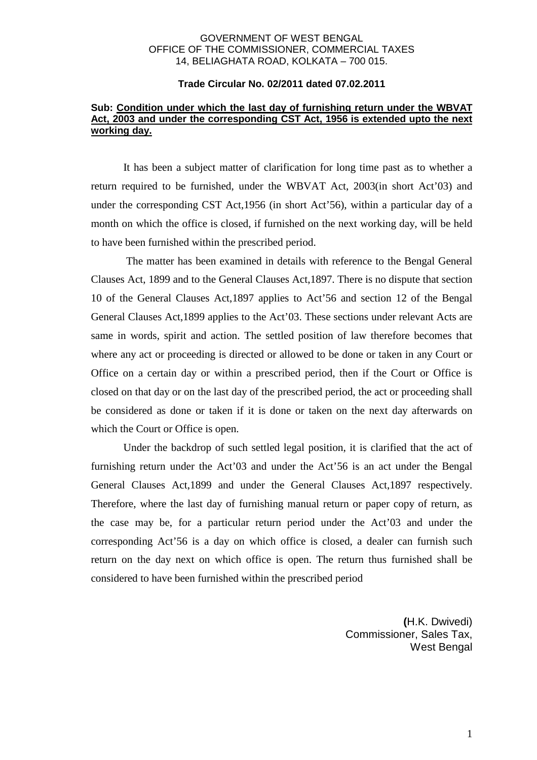GOVERNMENT OF WEST BENGAL
OFFICE OF THE COMMISSIONER, COMMERCIAL TAXES
14, BELIAGHATA ROAD, KOLKATA – 700 015.

**Trade Circular No. 02/2011 dated 07.02.2011**

**Sub: Condition under which the last day of furnishing return under the WBVAT Act, 2003 and under the corresponding CST Act, 1956 is extended upto the next working day.**

It has been a subject matter of clarification for long time past as to whether a return required to be furnished, under the WBVAT Act, 2003(in short Act'03) and under the corresponding CST Act,1956 (in short Act'56), within a particular day of a month on which the office is closed, if furnished on the next working day, will be held to have been furnished within the prescribed period.

The matter has been examined in details with reference to the Bengal General Clauses Act, 1899 and to the General Clauses Act,1897. There is no dispute that section 10 of the General Clauses Act,1897 applies to Act'56 and section 12 of the Bengal General Clauses Act,1899 applies to the Act'03. These sections under relevant Acts are same in words, spirit and action. The settled position of law therefore becomes that where any act or proceeding is directed or allowed to be done or taken in any Court or Office on a certain day or within a prescribed period, then if the Court or Office is closed on that day or on the last day of the prescribed period, the act or proceeding shall be considered as done or taken if it is done or taken on the next day afterwards on which the Court or Office is open.

Under the backdrop of such settled legal position, it is clarified that the act of furnishing return under the Act'03 and under the Act'56 is an act under the Bengal General Clauses Act,1899 and under the General Clauses Act,1897 respectively. Therefore, where the last day of furnishing manual return or paper copy of return, as the case may be, for a particular return period under the Act'03 and under the corresponding Act'56 is a day on which office is closed, a dealer can furnish such return on the day next on which office is open. The return thus furnished shall be considered to have been furnished within the prescribed period

(H.K. Dwivedi)
Commissioner, Sales Tax,
West Bengal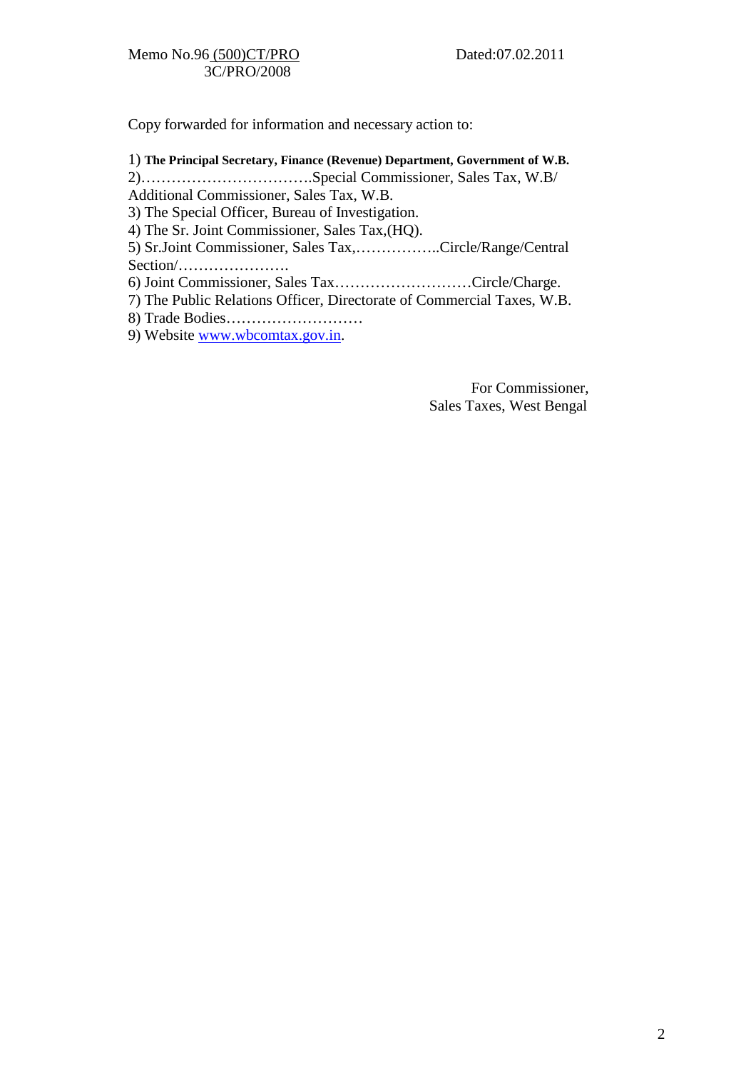Memo No.96 (500)CT/PRO Dated:07.02.2011
3C/PRO/2008

Copy forwarded for information and necessary action to:

1) **The Principal Secretary, Finance (Revenue) Department, Government of W.B.**
2)…………………………….Special Commissioner, Sales Tax, W.B/
Additional Commissioner, Sales Tax, W.B.
3) The Special Officer, Bureau of Investigation.
4) The Sr. Joint Commissioner, Sales Tax,(HQ).
5) Sr.Joint Commissioner, Sales Tax,……………..Circle/Range/Central Section/………………….
6) Joint Commissioner, Sales Tax………………………Circle/Charge.
7) The Public Relations Officer, Directorate of Commercial Taxes, W.B.
8) Trade Bodies………………………
9) Website www.wbcomtax.gov.in.

For Commissioner,
Sales Taxes, West Bengal